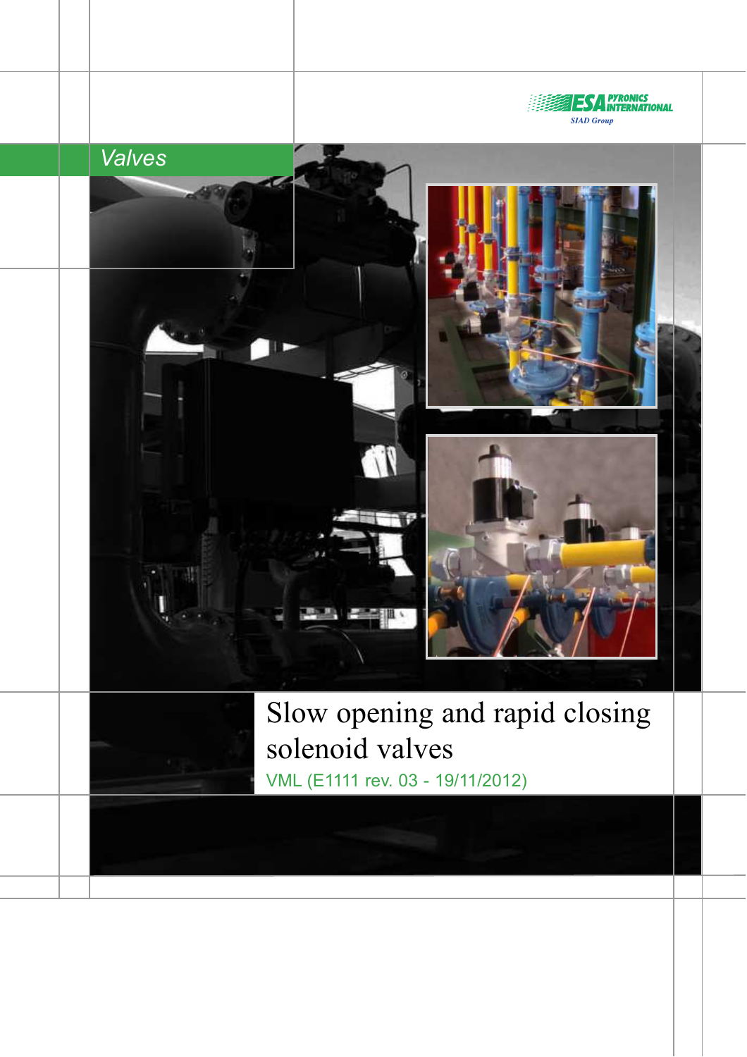ESA PYRONICS INTERNATIONAL

SIAD Group

Valves

# Slow opening and rapid closing solenoid valves

VML (E1111 rev. 03 - 19/11/2012)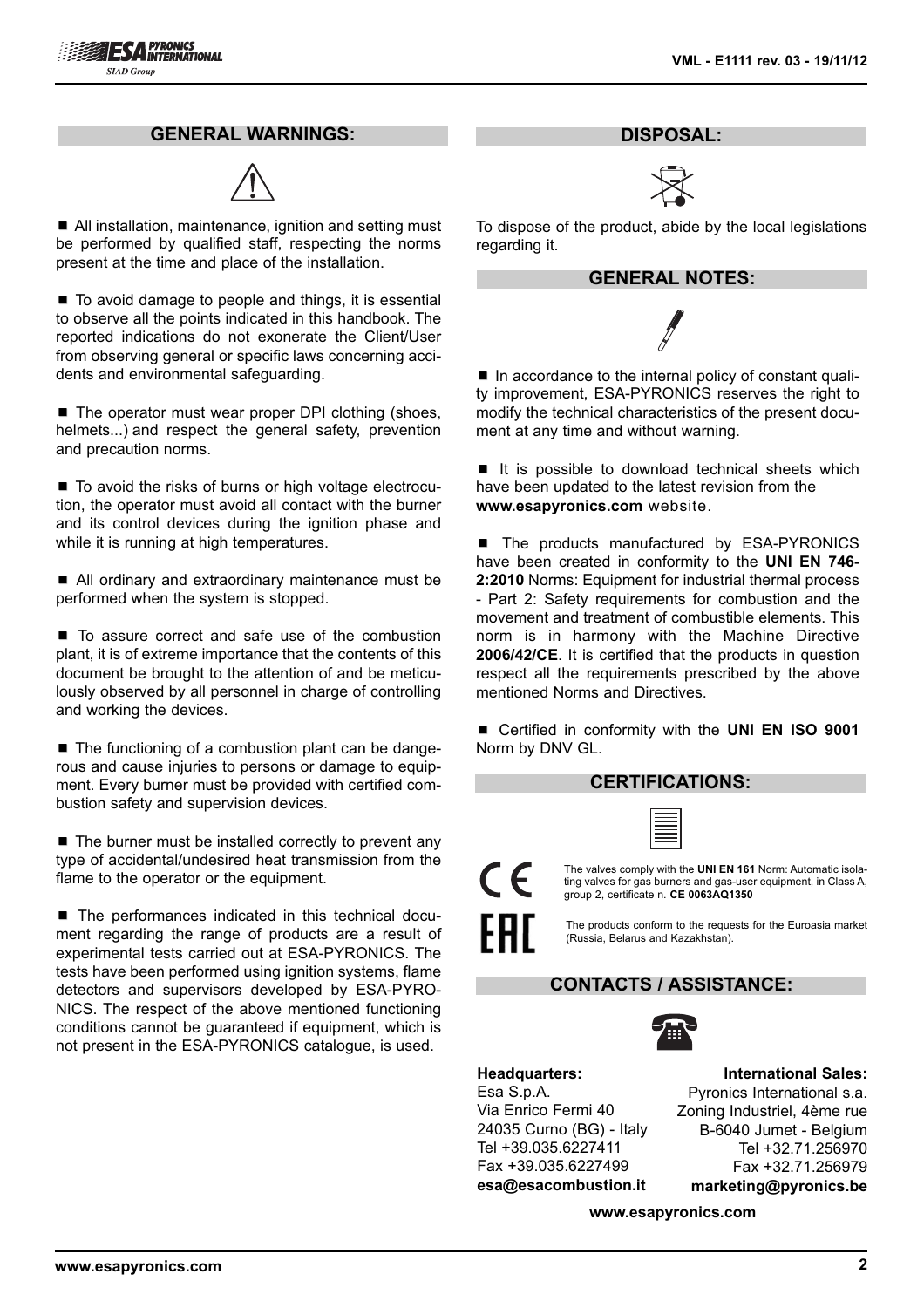## GENERAL WARNINGS:

- All installation, maintenance, ignition and setting must be performed by qualified staff, respecting the norms present at the time and place of the installation.

- To avoid damage to people and things, it is essential to observe all the points indicated in this handbook. The reported indications do not exonerate the Client/User from observing general or specific laws concerning accidents and environmental safeguarding.

- The operator must wear proper DPI clothing (shoes, helmets...) and respect the general safety, prevention and precaution norms.

- To avoid the risks of burns or high voltage electrocution, the operator must avoid all contact with the burner and its control devices during the ignition phase and while it is running at high temperatures.

- All ordinary and extraordinary maintenance must be performed when the system is stopped.

- To assure correct and safe use of the combustion plant, it is of extreme importance that the contents of this document be brought to the attention of and be meticulously observed by all personnel in charge of controlling and working the devices.

- The functioning of a combustion plant can be dangerous and cause injuries to persons or damage to equipment. Every burner must be provided with certified combustion safety and supervision devices.

- The burner must be installed correctly to prevent any type of accidental/undesired heat transmission from the flame to the operator or the equipment.

- The performances indicated in this technical document regarding the range of products are a result of experimental tests carried out at ESA-PYRONICS. The tests have been performed using ignition systems, flame detectors and supervisors developed by ESA-PYRONICS. The respect of the above mentioned functioning conditions cannot be guaranteed if equipment, which is not present in the ESA-PYRONICS catalogue, is used.

## DISPOSAL:

To dispose of the product, abide by the local legislations regarding it.

## GENERAL NOTES:

- In accordance to the internal policy of constant quality improvement, ESA-PYRONICS reserves the right to modify the technical characteristics of the present document at any time and without warning.

- It is possible to download technical sheets which have been updated to the latest revision from the **www.esapyronics.com** website.

- The products manufactured by ESA-PYRONICS have been created in conformity to the **UNI EN 746-2:2010** Norms: Equipment for industrial thermal process - Part 2: Safety requirements for combustion and the movement and treatment of combustible elements. This norm is in harmony with the Machine Directive **2006/42/CE**. It is certified that the products in question respect all the requirements prescribed by the above mentioned Norms and Directives.

- Certified in conformity with the **UNI EN ISO 9001** Norm by DNV GL.

## CERTIFICATIONS:

The valves comply with the **UNI EN 161** Norm: Automatic isolating valves for gas burners and gas-user equipment, in Class A, group 2, certificate n. **CE 0063AQ1350**

The products conform to the requests for the Euroasia market (Russia, Belarus and Kazakhstan).

## CONTACTS / ASSISTANCE:

**Headquarters:**
Esa S.p.A.
Via Enrico Fermi 40
24035 Curno (BG) - Italy
Tel +39.035.6227411
Fax +39.035.6227499
**esa@esacombustion.it**

**International Sales:**
Pyronics International s.a.
Zoning Industriel, 4ème rue
B-6040 Jumet - Belgium
Tel +32.71.256970
Fax +32.71.256979
**marketing@pyronics.be**

**www.esapyronics.com**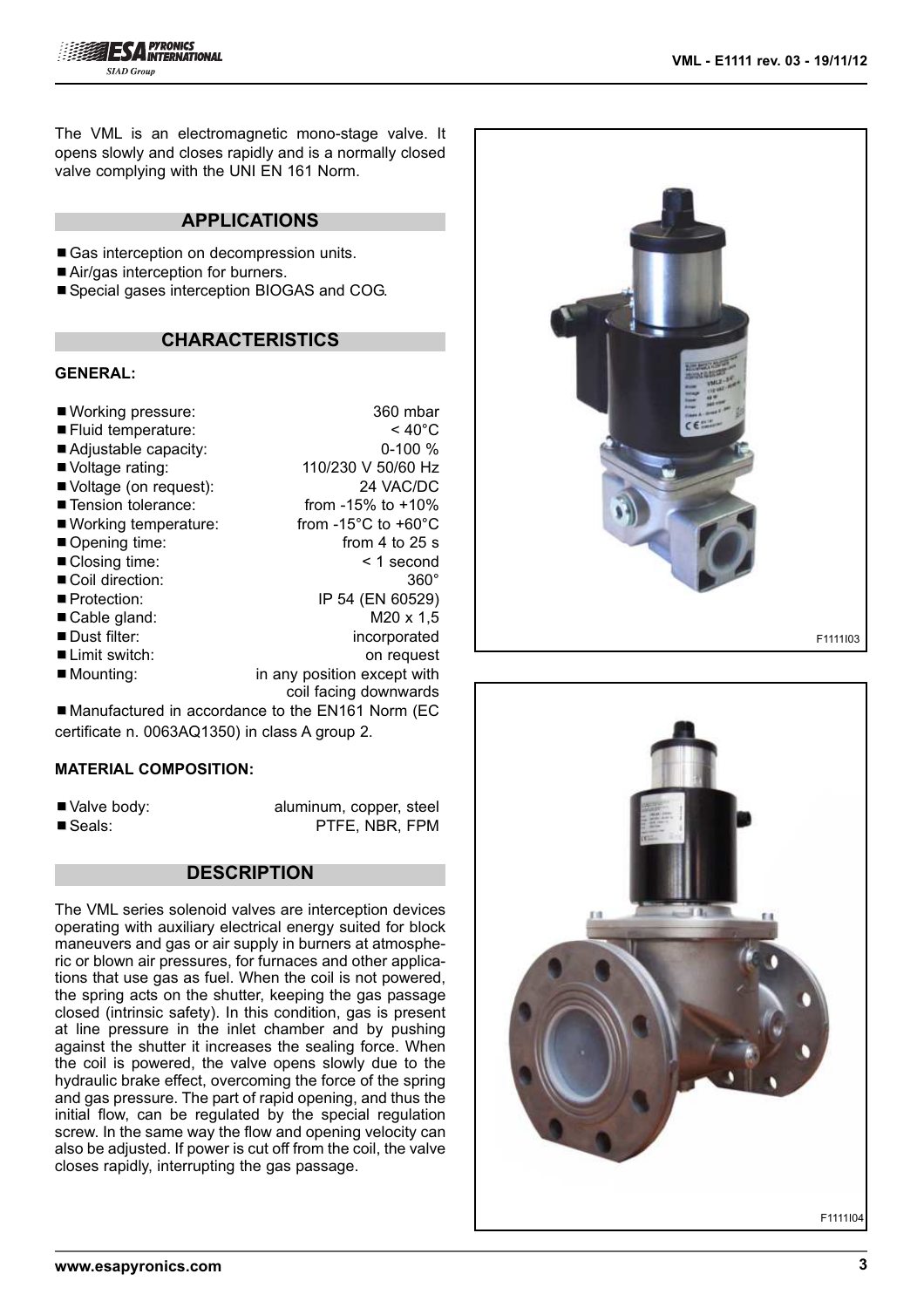The VML is an electromagnetic mono-stage valve. It opens slowly and closes rapidly and is a normally closed valve complying with the UNI EN 161 Norm.

## APPLICATIONS

- Gas interception on decompression units.
- Air/gas interception for burners.
- Special gases interception BIOGAS and COG.

## CHARACTERISTICS

### GENERAL:

- Working pressure: 360 mbar
- Fluid temperature: < 40°C
- Adjustable capacity: 0-100 %
- Voltage rating: 110/230 V 50/60 Hz
- Voltage (on request): 24 VAC/DC
- Tension tolerance: from -15% to +10%
- Working temperature: from -15°C to +60°C
- Opening time: from 4 to 25 s
- Closing time: < 1 second
- Coil direction: 360°
- Protection: IP 54 (EN 60529)
- Cable gland: M20 x 1,5
- Dust filter: incorporated
- Limit switch: on request
- Mounting: in any position except with coil facing downwards
- Manufactured in accordance to the EN161 Norm (EC certificate n. 0063AQ1350) in class A group 2.

### MATERIAL COMPOSITION:

- Valve body: aluminum, copper, steel
- Seals: PTFE, NBR, FPM

## DESCRIPTION

The VML series solenoid valves are interception devices operating with auxiliary electrical energy suited for block maneuvers and gas or air supply in burners at atmospheric or blown air pressures, for furnaces and other applications that use gas as fuel. When the coil is not powered, the spring acts on the shutter, keeping the gas passage closed (intrinsic safety). In this condition, gas is present at line pressure in the inlet chamber and by pushing against the shutter it increases the sealing force. When the coil is powered, the valve opens slowly due to the hydraulic brake effect, overcoming the force of the spring and gas pressure. The part of rapid opening, and thus the initial flow, can be regulated by the special regulation screw. In the same way the flow and opening velocity can also be adjusted. If power is cut off from the coil, the valve closes rapidly, interrupting the gas passage.

F1111I03

F1111I04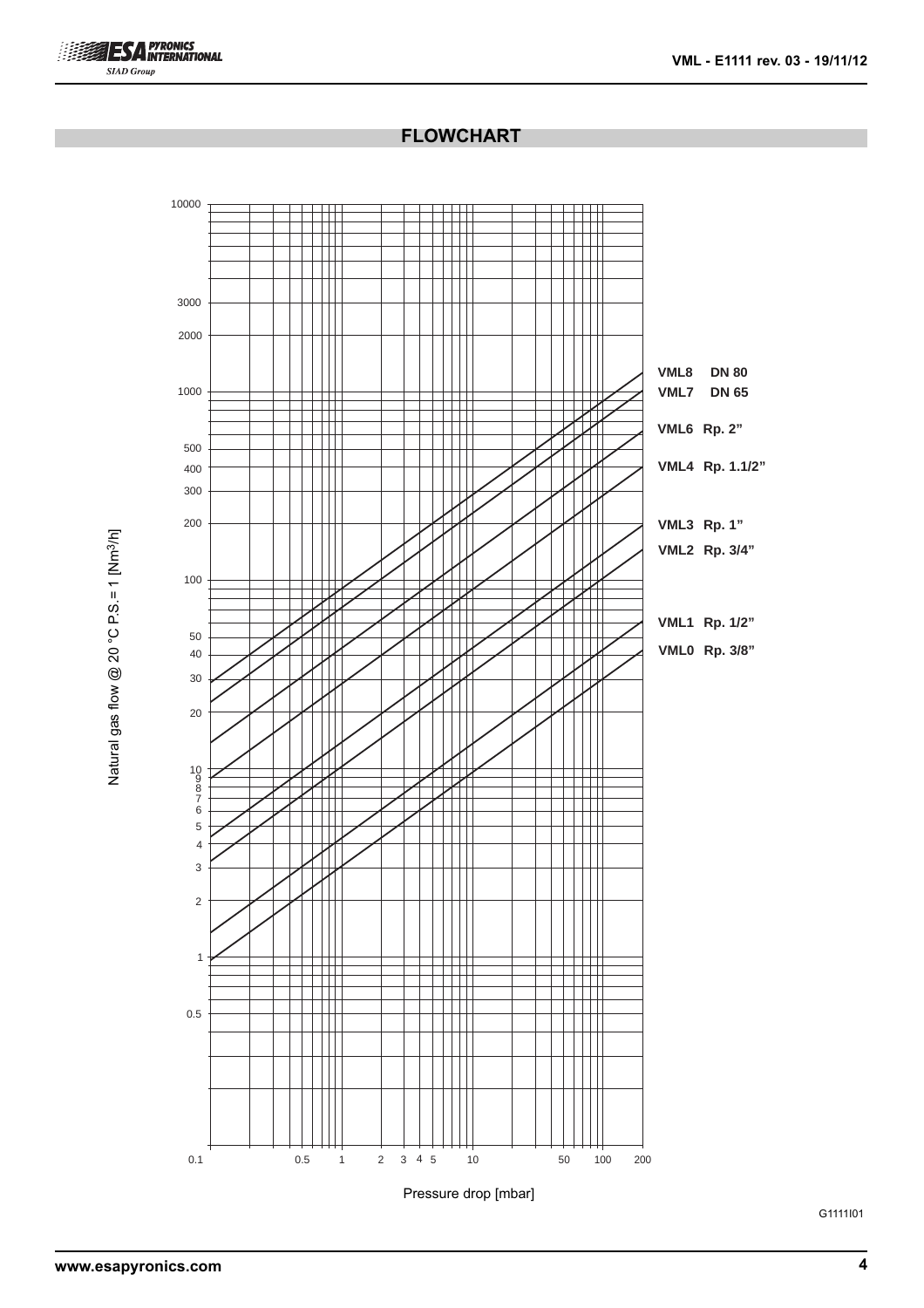## FLOWCHART

Natural gas flow @ 20 °C P.S.= 1 [Nm³/h]

VML8 DN 80
VML7 DN 65
VML6 Rp. 2"
VML4 Rp. 1.1/2"
VML3 Rp. 1"
VML2 Rp. 3/4"
VML1 Rp. 1/2"
VML0 Rp. 3/8"

Pressure drop [mbar]

G1111I01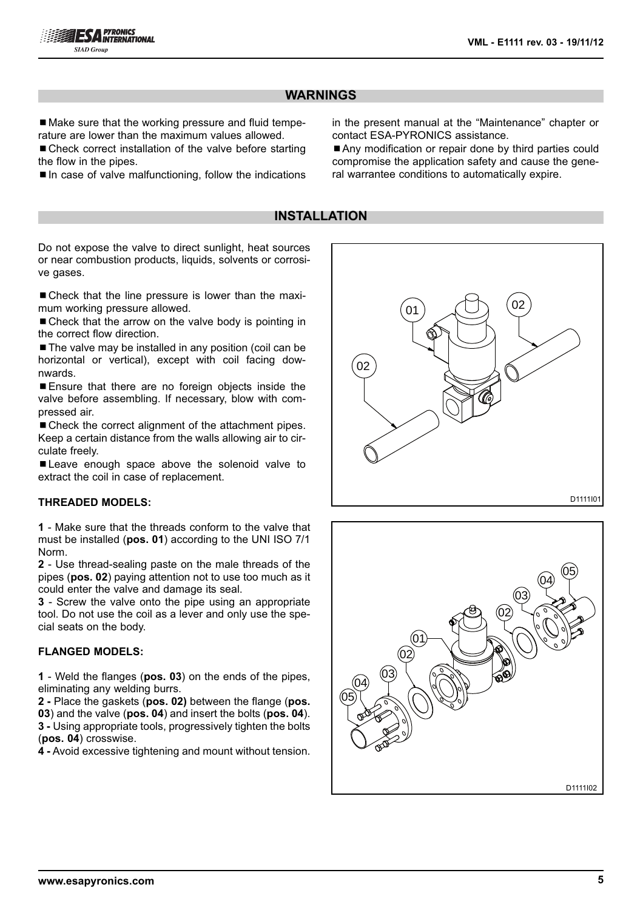## WARNINGS

- Make sure that the working pressure and fluid temperature are lower than the maximum values allowed.
- Check correct installation of the valve before starting the flow in the pipes.
- In case of valve malfunctioning, follow the indications in the present manual at the "Maintenance" chapter or contact ESA-PYRONICS assistance.
- Any modification or repair done by third parties could compromise the application safety and cause the general warrantee conditions to automatically expire.

## INSTALLATION

Do not expose the valve to direct sunlight, heat sources or near combustion products, liquids, solvents or corrosive gases.

- Check that the line pressure is lower than the maximum working pressure allowed.
- Check that the arrow on the valve body is pointing in the correct flow direction.
- The valve may be installed in any position (coil can be horizontal or vertical), except with coil facing downwards.
- Ensure that there are no foreign objects inside the valve before assembling. If necessary, blow with compressed air.
- Check the correct alignment of the attachment pipes. Keep a certain distance from the walls allowing air to circulate freely.
- Leave enough space above the solenoid valve to extract the coil in case of replacement.

**THREADED MODELS:**

**1** - Make sure that the threads conform to the valve that must be installed (**pos. 01**) according to the UNI ISO 7/1 Norm.
**2** - Use thread-sealing paste on the male threads of the pipes (**pos. 02**) paying attention not to use too much as it could enter the valve and damage its seal.
**3** - Screw the valve onto the pipe using an appropriate tool. Do not use the coil as a lever and only use the special seats on the body.

**FLANGED MODELS:**

**1** - Weld the flanges (**pos. 03**) on the ends of the pipes, eliminating any welding burrs.
**2 -** Place the gaskets (**pos. 02)** between the flange (**pos. 03**) and the valve (**pos. 04**) and insert the bolts (**pos. 04**).
**3 -** Using appropriate tools, progressively tighten the bolts (**pos. 04**) crosswise.
**4 -** Avoid excessive tightening and mount without tension.

D1111I01

D1111I02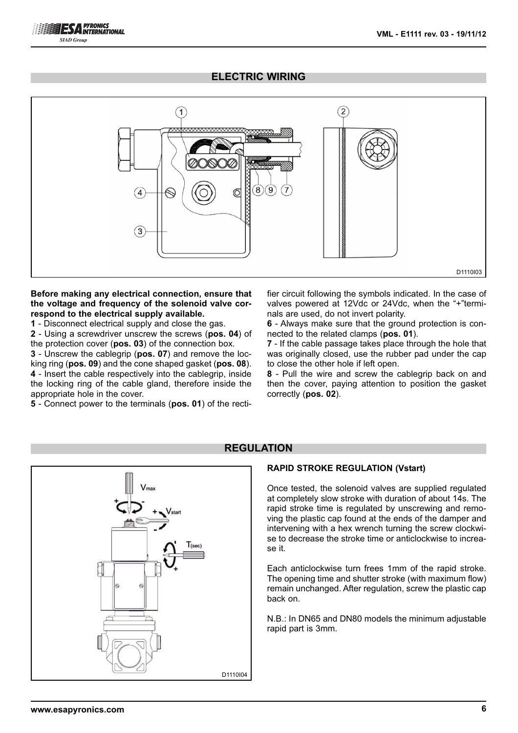## ELECTRIC WIRING

D1110I03

**Before making any electrical connection, ensure that the voltage and frequency of the solenoid valve correspond to the electrical supply available.**

**1** - Disconnect electrical supply and close the gas.

**2** - Using a screwdriver unscrew the screws (**pos. 04**) of the protection cover (**pos. 03**) of the connection box.

**3** - Unscrew the cablegrip (**pos. 07**) and remove the locking ring (**pos. 09**) and the cone shaped gasket (**pos. 08**).

**4** - Insert the cable respectively into the cablegrip, inside the locking ring of the cable gland, therefore inside the appropriate hole in the cover.

**5** - Connect power to the terminals (**pos. 01**) of the rectifier circuit following the symbols indicated. In the case of valves powered at 12Vdc or 24Vdc, when the "+"terminals are used, do not invert polarity.

**6** - Always make sure that the ground protection is connected to the related clamps (**pos. 01**).

**7** - If the cable passage takes place through the hole that was originally closed, use the rubber pad under the cap to close the other hole if left open.

**8** - Pull the wire and screw the cablegrip back on and then the cover, paying attention to position the gasket correctly (**pos. 02**).

## REGULATION

D1110I04

### RAPID STROKE REGULATION (Vstart)

Once tested, the solenoid valves are supplied regulated at completely slow stroke with duration of about 14s. The rapid stroke time is regulated by unscrewing and removing the plastic cap found at the ends of the damper and intervening with a hex wrench turning the screw clockwise to decrease the stroke time or anticlockwise to increase it.

Each anticlockwise turn frees 1mm of the rapid stroke. The opening time and shutter stroke (with maximum flow) remain unchanged. After regulation, screw the plastic cap back on.

N.B.: In DN65 and DN80 models the minimum adjustable rapid part is 3mm.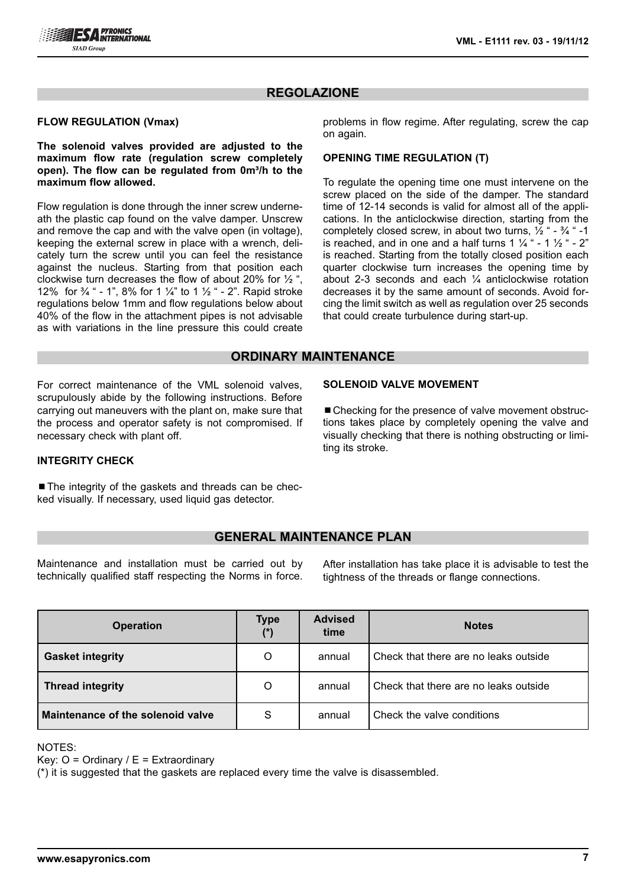## REGOLAZIONE

### FLOW REGULATION (Vmax)

**The solenoid valves provided are adjusted to the maximum flow rate (regulation screw completely open). The flow can be regulated from 0m³/h to the maximum flow allowed.**

Flow regulation is done through the inner screw underneath the plastic cap found on the valve damper. Unscrew and remove the cap and with the valve open (in voltage), keeping the external screw in place with a wrench, delicately turn the screw until you can feel the resistance against the nucleus. Starting from that position each clockwise turn decreases the flow of about 20% for ½ ", 12% for ¾ " - 1", 8% for 1 ¼" to 1 ½ " - 2". Rapid stroke regulations below 1mm and flow regulations below about 40% of the flow in the attachment pipes is not advisable as with variations in the line pressure this could create problems in flow regime. After regulating, screw the cap on again.

### OPENING TIME REGULATION (T)

To regulate the opening time one must intervene on the screw placed on the side of the damper. The standard time of 12-14 seconds is valid for almost all of the applications. In the anticlockwise direction, starting from the completely closed screw, in about two turns, ½ " - ¾ " -1 is reached, and in one and a half turns 1 ¼ " - 1 ½ " - 2" is reached. Starting from the totally closed position each quarter clockwise turn increases the opening time by about 2-3 seconds and each ¼ anticlockwise rotation decreases it by the same amount of seconds. Avoid forcing the limit switch as well as regulation over 25 seconds that could create turbulence during start-up.

## ORDINARY MAINTENANCE

For correct maintenance of the VML solenoid valves, scrupulously abide by the following instructions. Before carrying out maneuvers with the plant on, make sure that the process and operator safety is not compromised. If necessary check with plant off.

### INTEGRITY CHECK

- The integrity of the gaskets and threads can be checked visually. If necessary, used liquid gas detector.

### SOLENOID VALVE MOVEMENT

- Checking for the presence of valve movement obstructions takes place by completely opening the valve and visually checking that there is nothing obstructing or limiting its stroke.

## GENERAL MAINTENANCE PLAN

Maintenance and installation must be carried out by technically qualified staff respecting the Norms in force.

After installation has take place it is advisable to test the tightness of the threads or flange connections.

| Operation | Type (*) | Advised time | Notes |
|---|---|---|---|
| **Gasket integrity** | O | annual | Check that there are no leaks outside |
| **Thread integrity** | O | annual | Check that there are no leaks outside |
| **Maintenance of the solenoid valve** | S | annual | Check the valve conditions |

NOTES:
Key: O = Ordinary / E = Extraordinary
(*) it is suggested that the gaskets are replaced every time the valve is disassembled.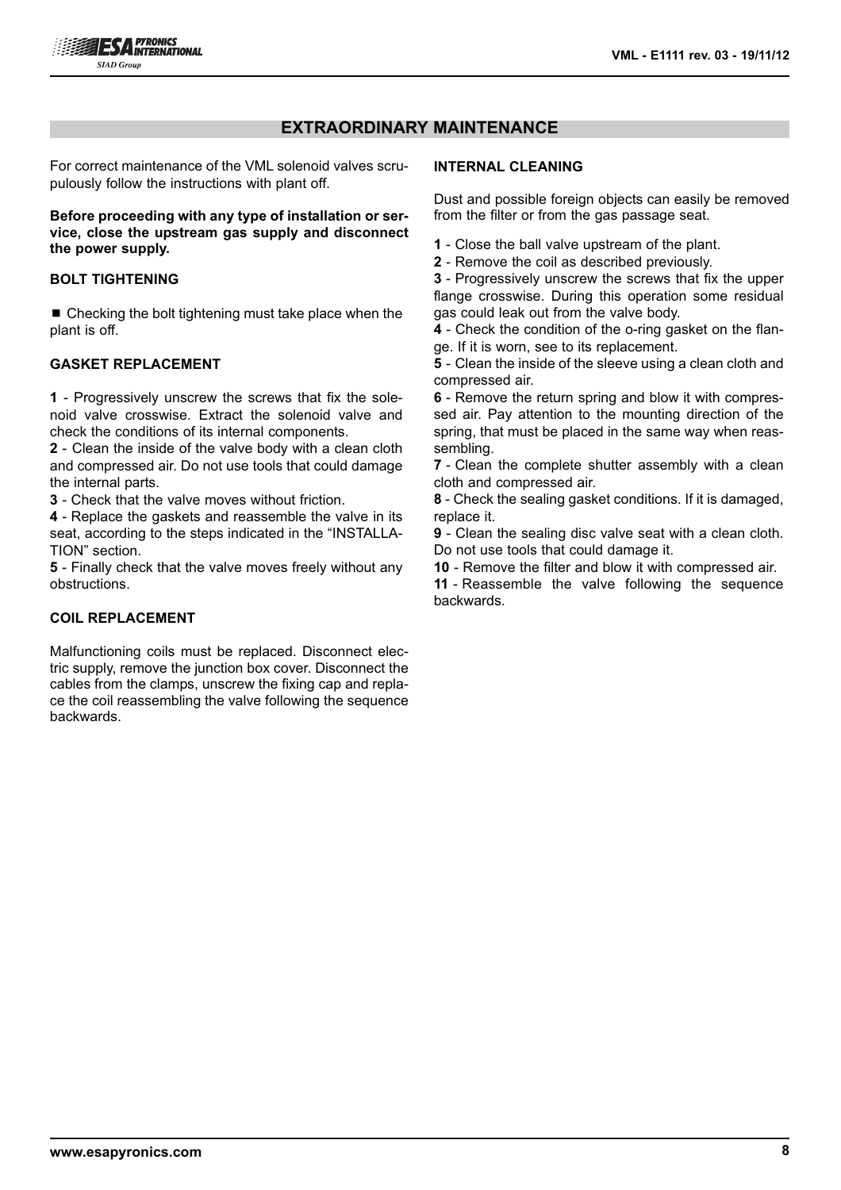## EXTRAORDINARY MAINTENANCE

For correct maintenance of the VML solenoid valves scrupulously follow the instructions with plant off.

**Before proceeding with any type of installation or service, close the upstream gas supply and disconnect the power supply.**

### BOLT TIGHTENING

■ Checking the bolt tightening must take place when the plant is off.

### GASKET REPLACEMENT

**1** - Progressively unscrew the screws that fix the solenoid valve crosswise. Extract the solenoid valve and check the conditions of its internal components.
**2** - Clean the inside of the valve body with a clean cloth and compressed air. Do not use tools that could damage the internal parts.
**3** - Check that the valve moves without friction.
**4** - Replace the gaskets and reassemble the valve in its seat, according to the steps indicated in the "INSTALLATION" section.
**5** - Finally check that the valve moves freely without any obstructions.

### COIL REPLACEMENT

Malfunctioning coils must be replaced. Disconnect electric supply, remove the junction box cover. Disconnect the cables from the clamps, unscrew the fixing cap and replace the coil reassembling the valve following the sequence backwards.

### INTERNAL CLEANING

Dust and possible foreign objects can easily be removed from the filter or from the gas passage seat.

**1** - Close the ball valve upstream of the plant.
**2** - Remove the coil as described previously.
**3** - Progressively unscrew the screws that fix the upper flange crosswise. During this operation some residual gas could leak out from the valve body.
**4** - Check the condition of the o-ring gasket on the flange. If it is worn, see to its replacement.
**5** - Clean the inside of the sleeve using a clean cloth and compressed air.
**6** - Remove the return spring and blow it with compressed air. Pay attention to the mounting direction of the spring, that must be placed in the same way when reassembling.
**7** - Clean the complete shutter assembly with a clean cloth and compressed air.
**8** - Check the sealing gasket conditions. If it is damaged, replace it.
**9** - Clean the sealing disc valve seat with a clean cloth. Do not use tools that could damage it.
**10** - Remove the filter and blow it with compressed air.
**11** - Reassemble the valve following the sequence backwards.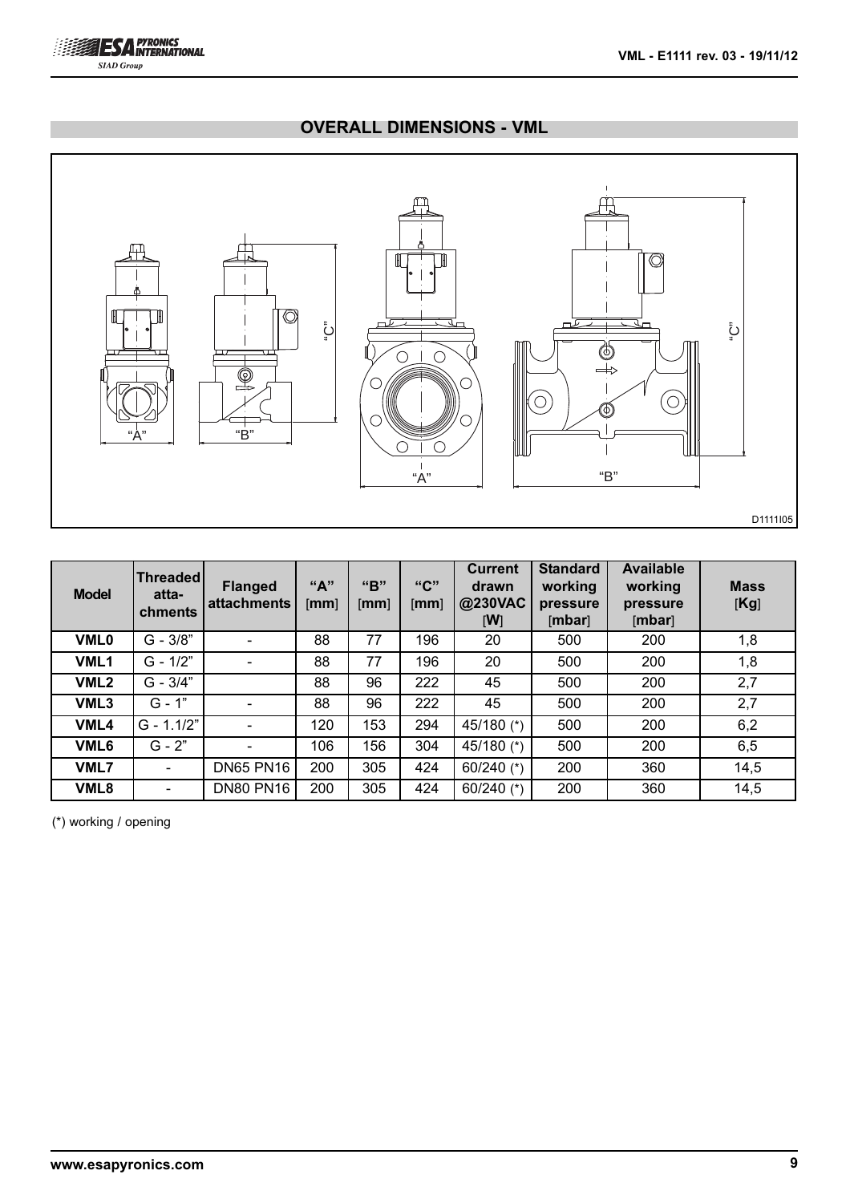## OVERALL DIMENSIONS - VML

D1111I05

| Model | Threaded atta-chments | Flanged attachments | "A" [mm] | "B" [mm] | "C" [mm] | Current drawn @230VAC [W] | Standard working pressure [mbar] | Available working pressure [mbar] | Mass [Kg] |
|---|---|---|---|---|---|---|---|---|---|
| **VML0** | G - 3/8" | - | 88 | 77 | 196 | 20 | 500 | 200 | 1,8 |
| **VML1** | G - 1/2" | - | 88 | 77 | 196 | 20 | 500 | 200 | 1,8 |
| **VML2** | G - 3/4" | | 88 | 96 | 222 | 45 | 500 | 200 | 2,7 |
| **VML3** | G - 1" | - | 88 | 96 | 222 | 45 | 500 | 200 | 2,7 |
| **VML4** | G - 1.1/2" | - | 120 | 153 | 294 | 45/180 (*) | 500 | 200 | 6,2 |
| **VML6** | G - 2" | - | 106 | 156 | 304 | 45/180 (*) | 500 | 200 | 6,5 |
| **VML7** | - | DN65 PN16 | 200 | 305 | 424 | 60/240 (*) | 200 | 360 | 14,5 |
| **VML8** | - | DN80 PN16 | 200 | 305 | 424 | 60/240 (*) | 200 | 360 | 14,5 |

(*) working / opening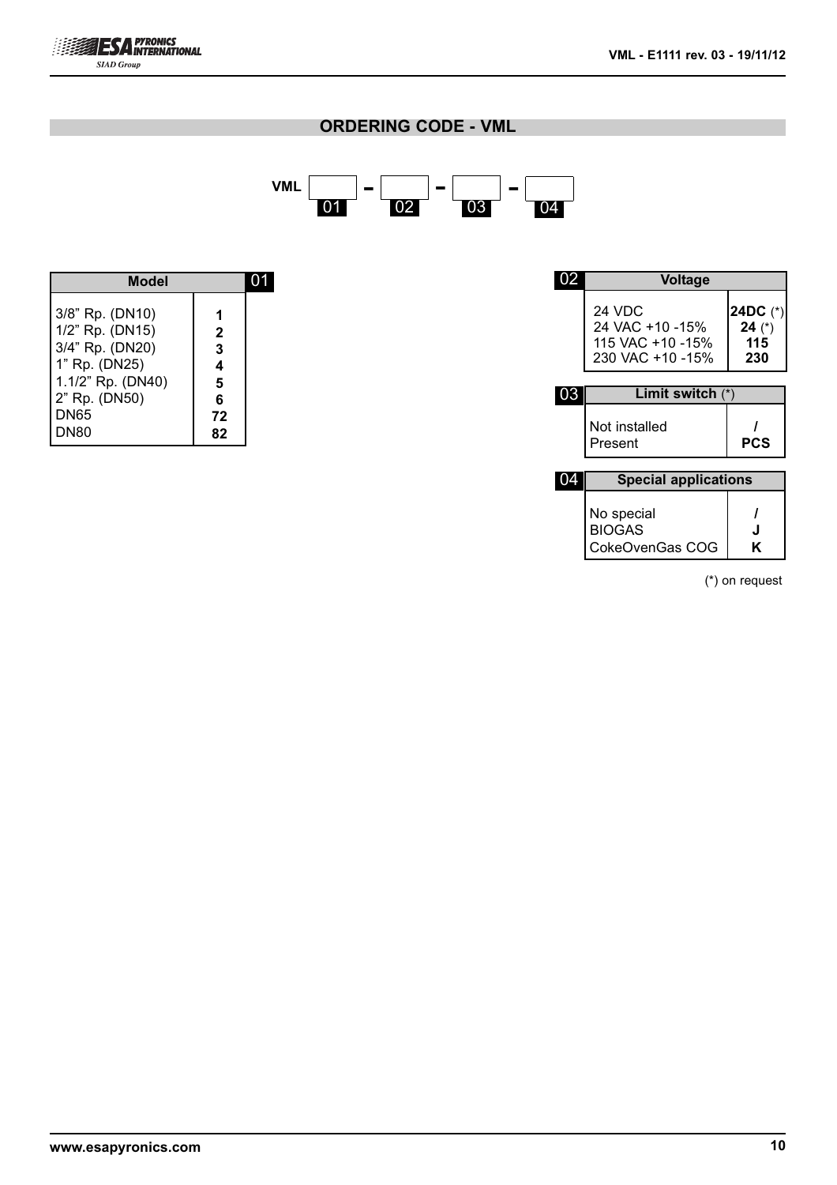## ORDERING CODE - VML

VML [ 01 ] - [ 02 ] - [ 03 ] - [ 04 ]

| Model | 01 |
|---|---|
| 3/8" Rp. (DN10) | **1** |
| 1/2" Rp. (DN15) | **2** |
| 3/4" Rp. (DN20) | **3** |
| 1" Rp. (DN25) | **4** |
| 1.1/2" Rp. (DN40) | **5** |
| 2" Rp. (DN50) | **6** |
| DN65 | **72** |
| DN80 | **82** |

| 02 Voltage | |
|---|---|
| 24 VDC | **24DC** (*) |
| 24 VAC +10 -15% | **24** (*) |
| 115 VAC +10 -15% | **115** |
| 230 VAC +10 -15% | **230** |

| 03 Limit switch (*) | |
|---|---|
| Not installed | **/** |
| Present | **PCS** |

| 04 Special applications | |
|---|---|
| No special | **/** |
| BIOGAS | **J** |
| CokeOvenGas COG | **K** |

(*) on request